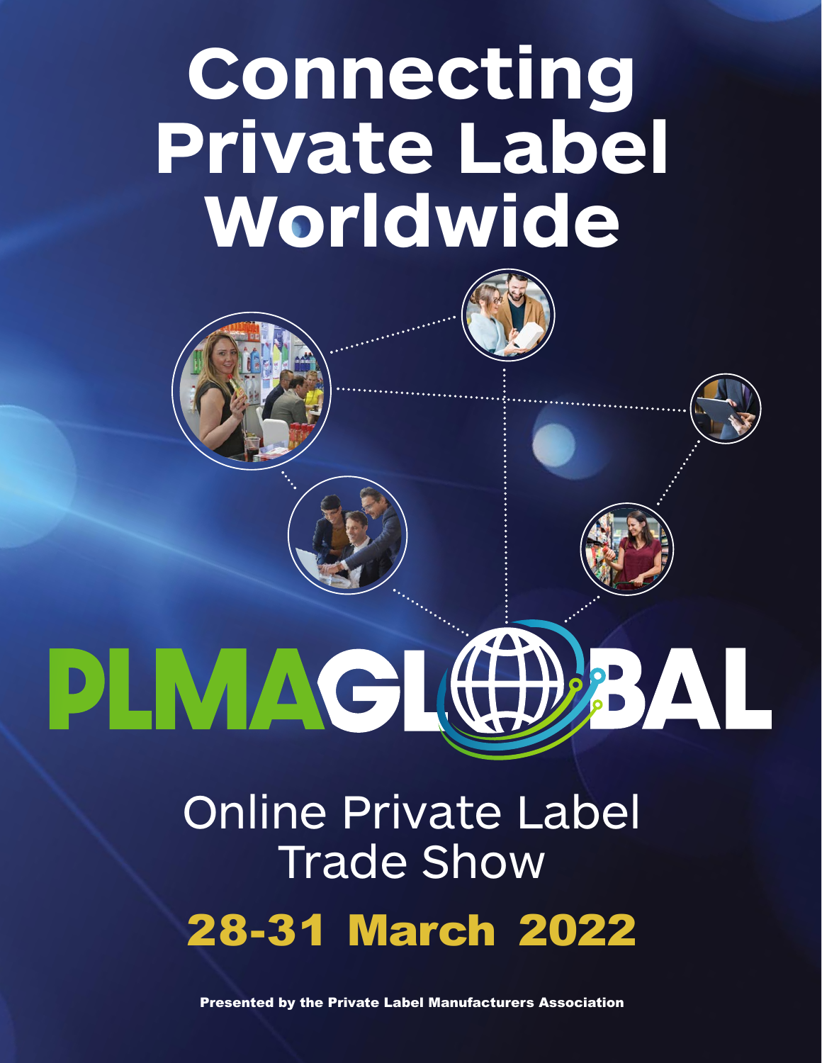# Connecting Private Label Worldwide

PLMAGLOBAL

## Online Private Label Trade Show

## 28-31 March 2022

**Presented by the Private Label Manufacturers Association**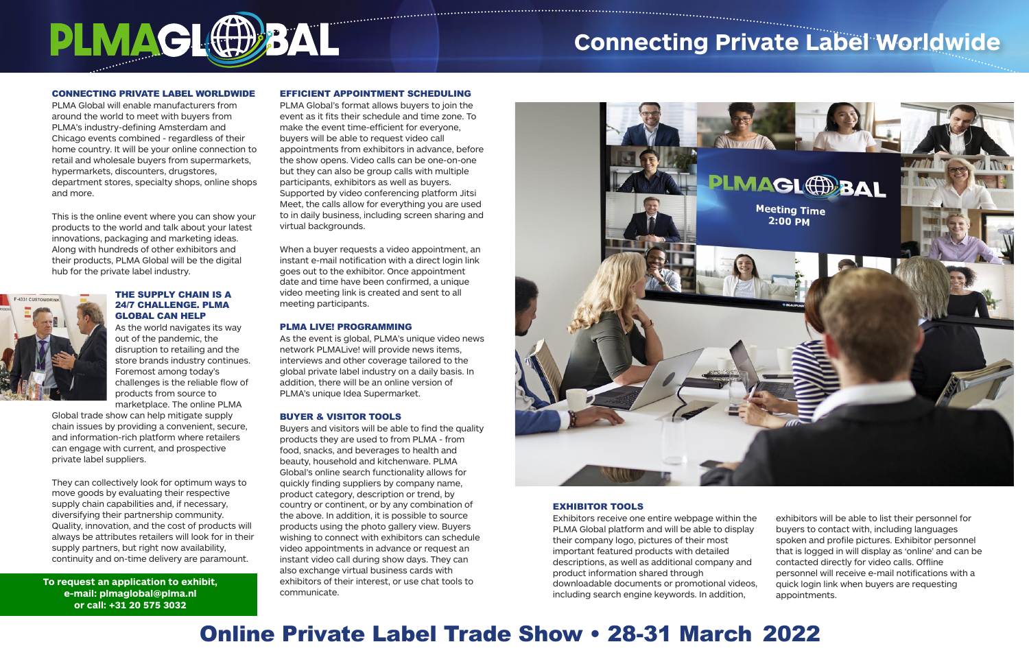# PLMA GLOBAL

## Connecting Private Label Worldwide

### CONNECTING PRIVATE LABEL WORLDWIDE

PLMA Global will enable manufacturers from around the world to meet with buyers from PLMA's industry-defining Amsterdam and Chicago events combined - regardless of their home country. It will be your online connection to retail and wholesale buyers from supermarkets, hypermarkets, discounters, drugstores, department stores, specialty shops, online shops and more.

This is the online event where you can show your products to the world and talk about your latest innovations, packaging and marketing ideas. Along with hundreds of other exhibitors and their products, PLMA Global will be the digital hub for the private label industry.

### THE SUPPLY CHAIN IS A 24/7 CHALLENGE. PLMA GLOBAL CAN HELP

As the world navigates its way out of the pandemic, the disruption to retailing and the store brands industry continues. Foremost among today's challenges is the reliable flow of products from source to marketplace. The online PLMA Global trade show can help mitigate supply chain issues by providing a convenient, secure, and information-rich platform where retailers can engage with current, and prospective private label suppliers.

They can collectively look for optimum ways to move goods by evaluating their respective supply chain capabilities and, if necessary, diversifying their partnership community. Quality, innovation, and the cost of products will always be attributes retailers will look for in their supply partners, but right now availability, continuity and on-time delivery are paramount.

**To request an application to exhibit, e-mail: plmaglobal@plma.nl or call: +31 20 575 3032**

### EFFICIENT APPOINTMENT SCHEDULING

PLMA Global's format allows buyers to join the event as it fits their schedule and time zone. To make the event time-efficient for everyone, buyers will be able to request video call appointments from exhibitors in advance, before the show opens. Video calls can be one-on-one but they can also be group calls with multiple participants, exhibitors as well as buyers. Supported by video conferencing platform Jitsi Meet, the calls allow for everything you are used to in daily business, including screen sharing and virtual backgrounds.

When a buyer requests a video appointment, an instant e-mail notification with a direct login link goes out to the exhibitor. Once appointment date and time have been confirmed, a unique video meeting link is created and sent to all meeting participants.

### PLMA LIVE! PROGRAMMING

As the event is global, PLMA's unique video news network PLMALive! will provide news items, interviews and other coverage tailored to the global private label industry on a daily basis. In addition, there will be an online version of PLMA's unique Idea Supermarket.

### BUYER & VISITOR TOOLS

Buyers and visitors will be able to find the quality products they are used to from PLMA - from food, snacks, and beverages to health and beauty, household and kitchenware. PLMA Global's online search functionality allows for quickly finding suppliers by company name, product category, description or trend, by country or continent, or by any combination of the above. In addition, it is possible to source products using the photo gallery view. Buyers wishing to connect with exhibitors can schedule video appointments in advance or request an instant video call during show days. They can also exchange virtual business cards with exhibitors of their interest, or use chat tools to communicate.

### EXHIBITOR TOOLS

Exhibitors receive one entire webpage within the PLMA Global platform and will be able to display their company logo, pictures of their most important featured products with detailed descriptions, as well as additional company and product information shared through downloadable documents or promotional videos, including search engine keywords. In addition, exhibitors will be able to list their personnel for buyers to contact with, including languages spoken and profile pictures. Exhibitor personnel that is logged in will display as 'online' and can be contacted directly for video calls. Offline personnel will receive e-mail notifications with a quick login link when buyers are requesting appointments.

## Online Private Label Trade Show • 28-31 March 2022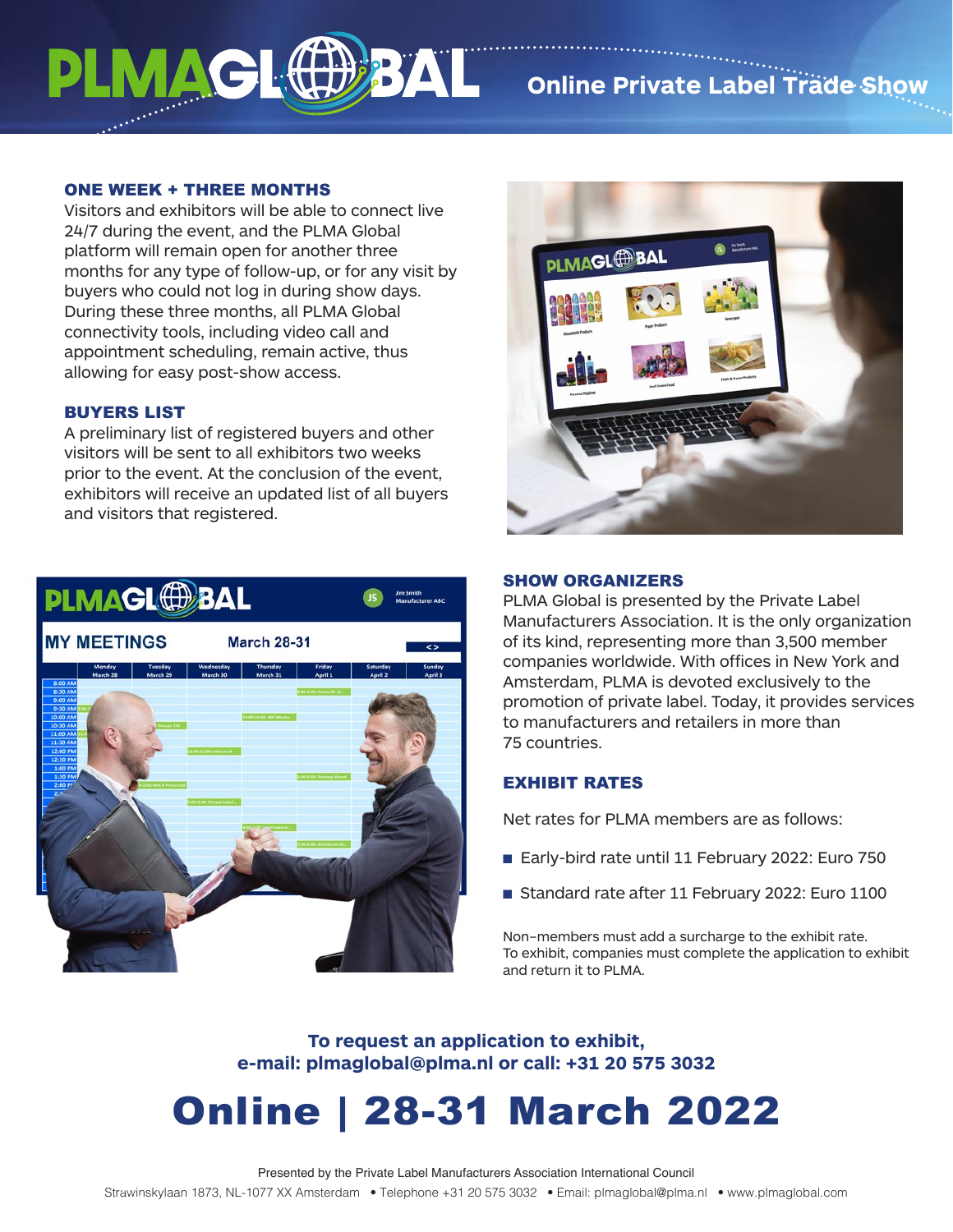# PLMA GLOBAL

Online Private Label Trade Show

## ONE WEEK + THREE MONTHS

Visitors and exhibitors will be able to connect live 24/7 during the event, and the PLMA Global platform will remain open for another three months for any type of follow-up, or for any visit by buyers who could not log in during show days. During these three months, all PLMA Global connectivity tools, including video call and appointment scheduling, remain active, thus allowing for easy post-show access.

## BUYERS LIST

A preliminary list of registered buyers and other visitors will be sent to all exhibitors two weeks prior to the event. At the conclusion of the event, exhibitors will receive an updated list of all buyers and visitors that registered.

## SHOW ORGANIZERS

PLMA Global is presented by the Private Label Manufacturers Association. It is the only organization of its kind, representing more than 3,500 member companies worldwide. With offices in New York and Amsterdam, PLMA is devoted exclusively to the promotion of private label. Today, it provides services to manufacturers and retailers in more than 75 countries.

## EXHIBIT RATES

Net rates for PLMA members are as follows:

- Early-bird rate until 11 February 2022: Euro 750
- Standard rate after 11 February 2022: Euro 1100

Non-members must add a surcharge to the exhibit rate.
To exhibit, companies must complete the application to exhibit and return it to PLMA.

**To request an application to exhibit,
e-mail: plmaglobal@plma.nl or call: +31 20 575 3032**

# Online | 28-31 March 2022

Presented by the Private Label Manufacturers Association International Council

Strawinskylaan 1873, NL-1077 XX Amsterdam • Telephone +31 20 575 3032 • Email: plmaglobal@plma.nl • www.plmaglobal.com